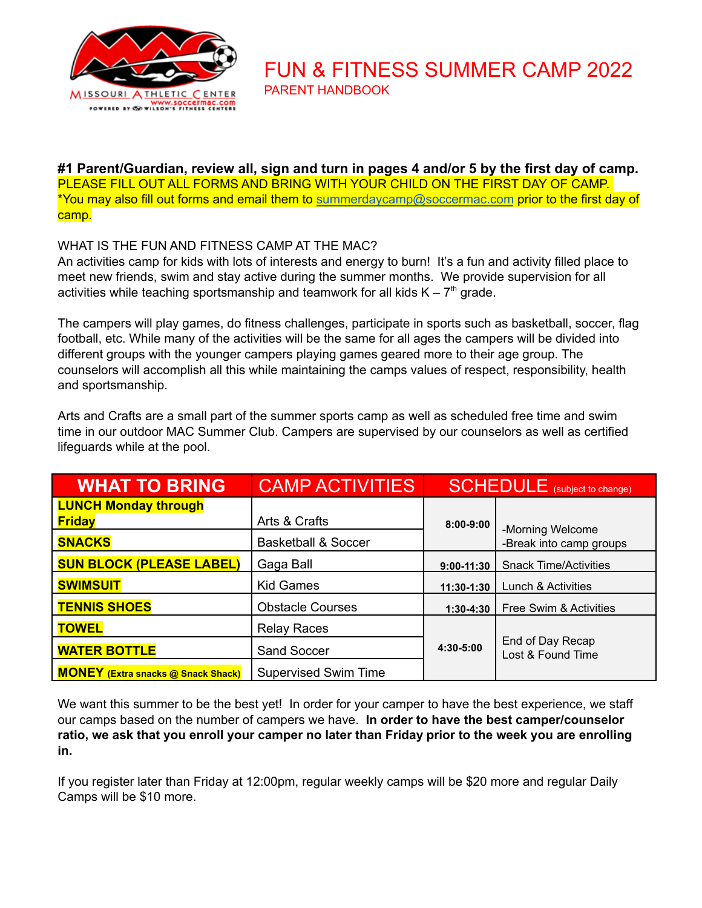# FUN & FITNESS SUMMER CAMP 2022

PARENT HANDBOOK

**#1 Parent/Guardian, review all, sign and turn in pages 4 and/or 5 by the first day of camp.**
PLEASE FILL OUT ALL FORMS AND BRING WITH YOUR CHILD ON THE FIRST DAY OF CAMP.
*You may also fill out forms and email them to summerdaycamp@soccermac.com prior to the first day of camp.

WHAT IS THE FUN AND FITNESS CAMP AT THE MAC?
An activities camp for kids with lots of interests and energy to burn! It's a fun and activity filled place to meet new friends, swim and stay active during the summer months. We provide supervision for all activities while teaching sportsmanship and teamwork for all kids K – 7th grade.

The campers will play games, do fitness challenges, participate in sports such as basketball, soccer, flag football, etc. While many of the activities will be the same for all ages the campers will be divided into different groups with the younger campers playing games geared more to their age group. The counselors will accomplish all this while maintaining the camps values of respect, responsibility, health and sportsmanship.

Arts and Crafts are a small part of the summer sports camp as well as scheduled free time and swim time in our outdoor MAC Summer Club. Campers are supervised by our counselors as well as certified lifeguards while at the pool.

| WHAT TO BRING | CAMP ACTIVITIES | SCHEDULE (subject to change) | |
|---|---|---|---|
| **LUNCH Monday through Friday** | Arts & Crafts | **8:00-9:00** | -Morning Welcome<br>-Break into camp groups |
| **SNACKS** | Basketball & Soccer | | |
| **SUN BLOCK (PLEASE LABEL)** | Gaga Ball | **9:00-11:30** | Snack Time/Activities |
| **SWIMSUIT** | Kid Games | **11:30-1:30** | Lunch & Activities |
| **TENNIS SHOES** | Obstacle Courses | **1:30-4:30** | Free Swim & Activities |
| **TOWEL** | Relay Races | **4:30-5:00** | End of Day Recap<br>Lost & Found Time |
| **WATER BOTTLE** | Sand Soccer | | |
| **MONEY** (Extra snacks @ Snack Shack) | Supervised Swim Time | | |

We want this summer to be the best yet! In order for your camper to have the best experience, we staff our camps based on the number of campers we have. **In order to have the best camper/counselor ratio, we ask that you enroll your camper no later than Friday prior to the week you are enrolling in.**

If you register later than Friday at 12:00pm, regular weekly camps will be $20 more and regular Daily Camps will be $10 more.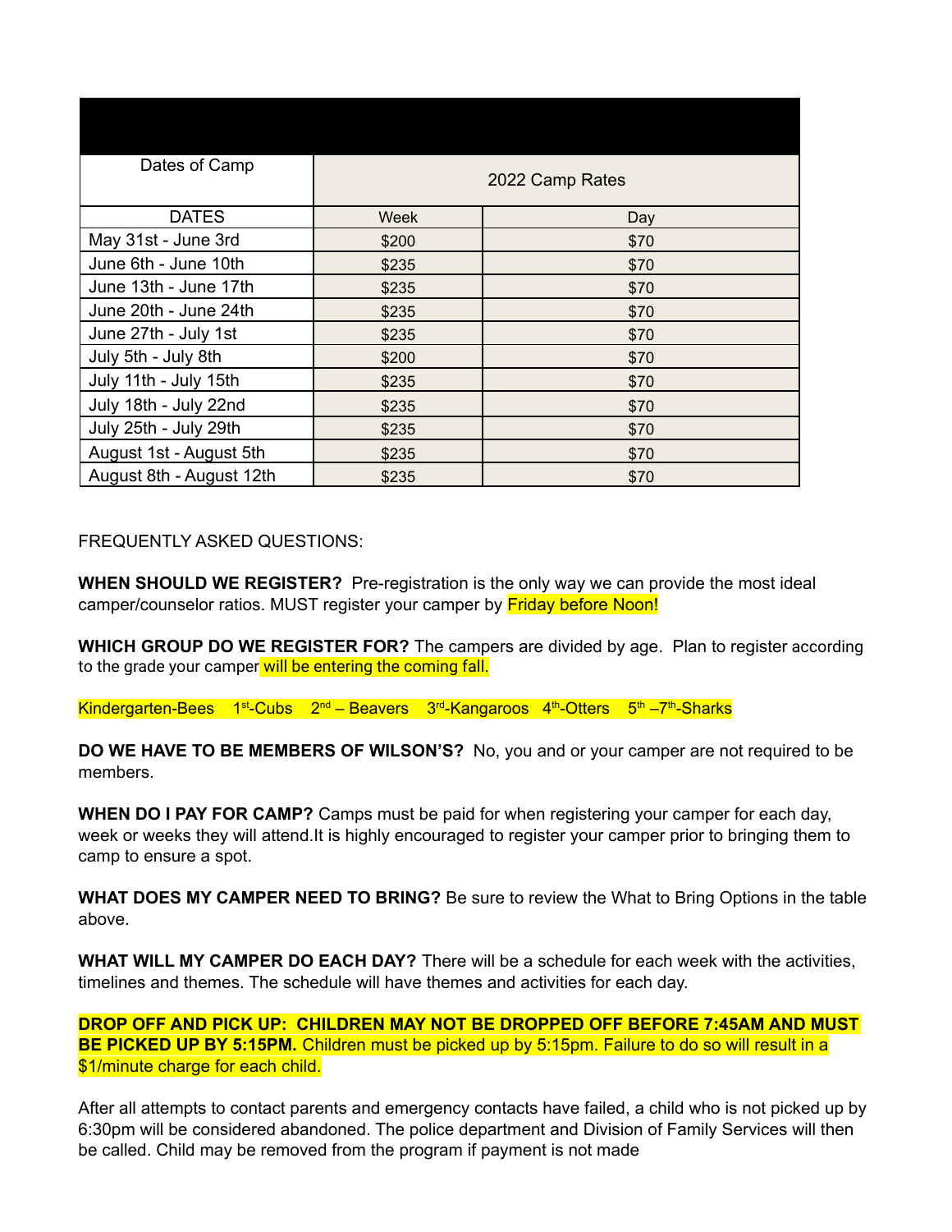| Dates of Camp | 2022 Camp Rates | |
|---|---|---|
| DATES | Week | Day |
| May 31st - June 3rd | $200 | $70 |
| June 6th - June 10th | $235 | $70 |
| June 13th - June 17th | $235 | $70 |
| June 20th - June 24th | $235 | $70 |
| June 27th - July 1st | $235 | $70 |
| July 5th - July 8th | $200 | $70 |
| July 11th - July 15th | $235 | $70 |
| July 18th - July 22nd | $235 | $70 |
| July 25th - July 29th | $235 | $70 |
| August 1st - August 5th | $235 | $70 |
| August 8th - August 12th | $235 | $70 |

FREQUENTLY ASKED QUESTIONS:

**WHEN SHOULD WE REGISTER?** Pre-registration is the only way we can provide the most ideal camper/counselor ratios. MUST register your camper by Friday before Noon!

**WHICH GROUP DO WE REGISTER FOR?** The campers are divided by age. Plan to register according to the grade your camper will be entering the coming fall.

Kindergarten-Bees 1st-Cubs 2nd – Beavers 3rd-Kangaroos 4th-Otters 5th –7th-Sharks

**DO WE HAVE TO BE MEMBERS OF WILSON'S?** No, you and or your camper are not required to be members.

**WHEN DO I PAY FOR CAMP?** Camps must be paid for when registering your camper for each day, week or weeks they will attend.It is highly encouraged to register your camper prior to bringing them to camp to ensure a spot.

**WHAT DOES MY CAMPER NEED TO BRING?** Be sure to review the What to Bring Options in the table above.

**WHAT WILL MY CAMPER DO EACH DAY?** There will be a schedule for each week with the activities, timelines and themes. The schedule will have themes and activities for each day.

**DROP OFF AND PICK UP: CHILDREN MAY NOT BE DROPPED OFF BEFORE 7:45AM AND MUST BE PICKED UP BY 5:15PM.** Children must be picked up by 5:15pm. Failure to do so will result in a $1/minute charge for each child.

After all attempts to contact parents and emergency contacts have failed, a child who is not picked up by 6:30pm will be considered abandoned. The police department and Division of Family Services will then be called. Child may be removed from the program if payment is not made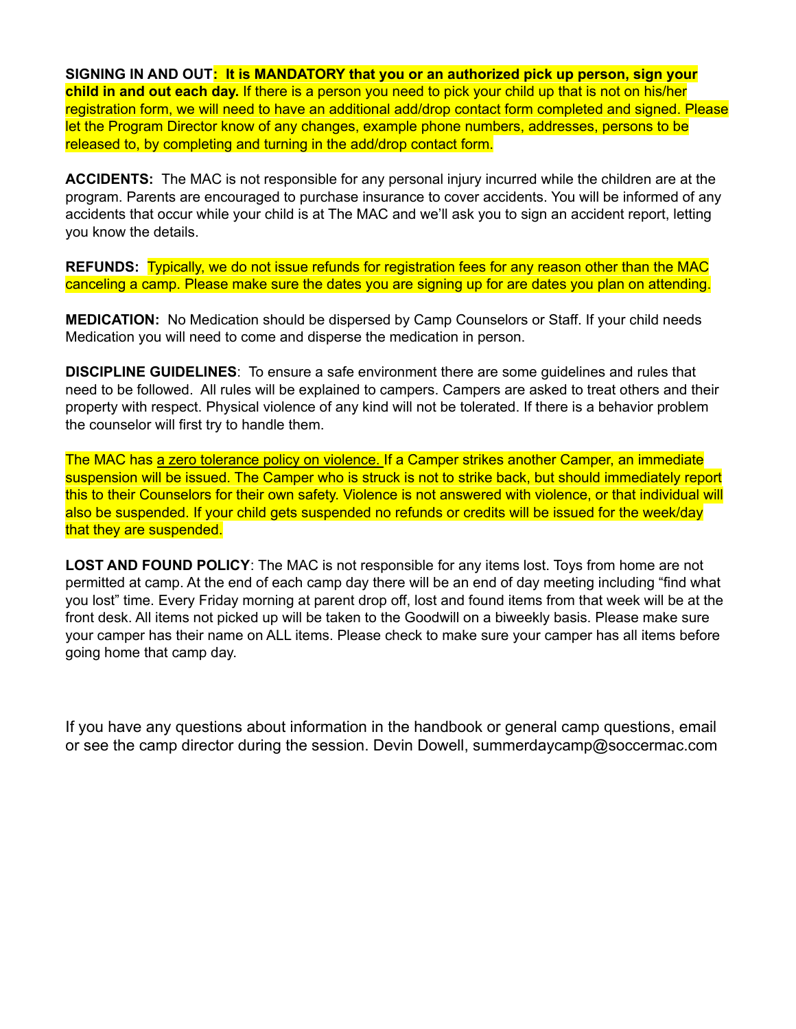**SIGNING IN AND OUT: It is MANDATORY that you or an authorized pick up person, sign your child in and out each day.** If there is a person you need to pick your child up that is not on his/her registration form, we will need to have an additional add/drop contact form completed and signed. Please let the Program Director know of any changes, example phone numbers, addresses, persons to be released to, by completing and turning in the add/drop contact form.

**ACCIDENTS:** The MAC is not responsible for any personal injury incurred while the children are at the program. Parents are encouraged to purchase insurance to cover accidents. You will be informed of any accidents that occur while your child is at The MAC and we'll ask you to sign an accident report, letting you know the details.

**REFUNDS:** Typically, we do not issue refunds for registration fees for any reason other than the MAC canceling a camp. Please make sure the dates you are signing up for are dates you plan on attending.

**MEDICATION:** No Medication should be dispersed by Camp Counselors or Staff. If your child needs Medication you will need to come and disperse the medication in person.

**DISCIPLINE GUIDELINES**: To ensure a safe environment there are some guidelines and rules that need to be followed. All rules will be explained to campers. Campers are asked to treat others and their property with respect. Physical violence of any kind will not be tolerated. If there is a behavior problem the counselor will first try to handle them.

The MAC has a zero tolerance policy on violence. If a Camper strikes another Camper, an immediate suspension will be issued. The Camper who is struck is not to strike back, but should immediately report this to their Counselors for their own safety. Violence is not answered with violence, or that individual will also be suspended. If your child gets suspended no refunds or credits will be issued for the week/day that they are suspended.

**LOST AND FOUND POLICY**: The MAC is not responsible for any items lost. Toys from home are not permitted at camp. At the end of each camp day there will be an end of day meeting including "find what you lost" time. Every Friday morning at parent drop off, lost and found items from that week will be at the front desk. All items not picked up will be taken to the Goodwill on a biweekly basis. Please make sure your camper has their name on ALL items. Please check to make sure your camper has all items before going home that camp day.

If you have any questions about information in the handbook or general camp questions, email or see the camp director during the session. Devin Dowell, summerdaycamp@soccermac.com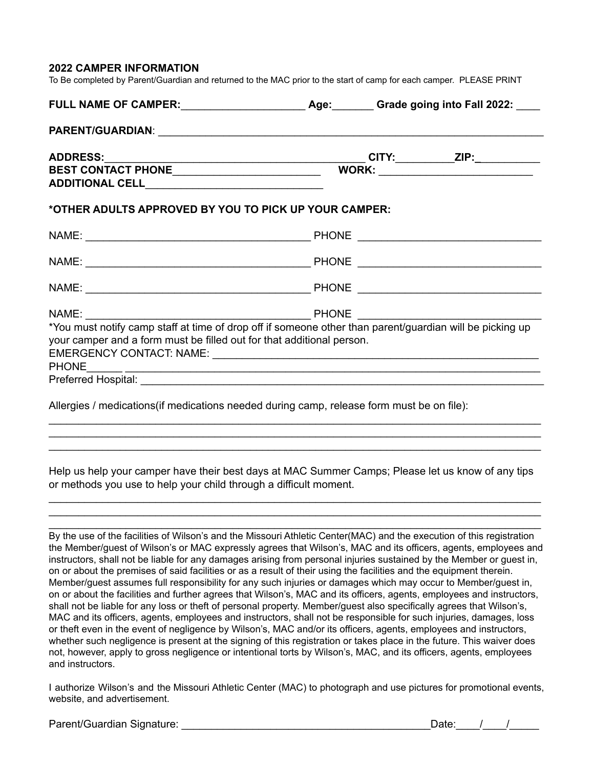**2022 CAMPER INFORMATION**

To Be completed by Parent/Guardian and returned to the MAC prior to the start of camp for each camper. PLEASE PRINT

**FULL NAME OF CAMPER:**____________________ **Age:**_______ **Grade going into Fall 2022:** ____

**PARENT/GUARDIAN**: ________________________________________________________________

**ADDRESS:**____________________________________________ **CITY:**__________**ZIP:**__________
**BEST CONTACT PHONE**________________________ **WORK:** _________________________
**ADDITIONAL CELL**_____________________________

**\*OTHER ADULTS APPROVED BY YOU TO PICK UP YOUR CAMPER:**

NAME: _____________________________________ PHONE ______________________________

NAME: _____________________________________ PHONE ______________________________

NAME: _____________________________________ PHONE ______________________________

NAME: _____________________________________ PHONE ______________________________

*You must notify camp staff at time of drop off if someone other than parent/guardian will be picking up your camper and a form must be filled out for that additional person.

EMERGENCY CONTACT: NAME: ______________________________________________________
PHONE______ ______________________________________________________________________
Preferred Hospital: _____________________________________________________________________

Allergies / medications(if medications needed during camp, release form must be on file):

______________________________________________________________________________________
______________________________________________________________________________________
______________________________________________________________________________________

Help us help your camper have their best days at MAC Summer Camps; Please let us know of any tips or methods you use to help your child through a difficult moment.

______________________________________________________________________________________
______________________________________________________________________________________
______________________________________________________________________________________

By the use of the facilities of Wilson's and the Missouri Athletic Center(MAC) and the execution of this registration the Member/guest of Wilson's or MAC expressly agrees that Wilson's, MAC and its officers, agents, employees and instructors, shall not be liable for any damages arising from personal injuries sustained by the Member or guest in, on or about the premises of said facilities or as a result of their using the facilities and the equipment therein. Member/guest assumes full responsibility for any such injuries or damages which may occur to Member/guest in, on or about the facilities and further agrees that Wilson's, MAC and its officers, agents, employees and instructors, shall not be liable for any loss or theft of personal property. Member/guest also specifically agrees that Wilson's, MAC and its officers, agents, employees and instructors, shall not be responsible for such injuries, damages, loss or theft even in the event of negligence by Wilson's, MAC and/or its officers, agents, employees and instructors, whether such negligence is present at the signing of this registration or takes place in the future. This waiver does not, however, apply to gross negligence or intentional torts by Wilson's, MAC, and its officers, agents, employees and instructors.

I authorize Wilson's and the Missouri Athletic Center (MAC) to photograph and use pictures for promotional events, website, and advertisement.

Parent/Guardian Signature: _________________________________________Date:____/____/_____